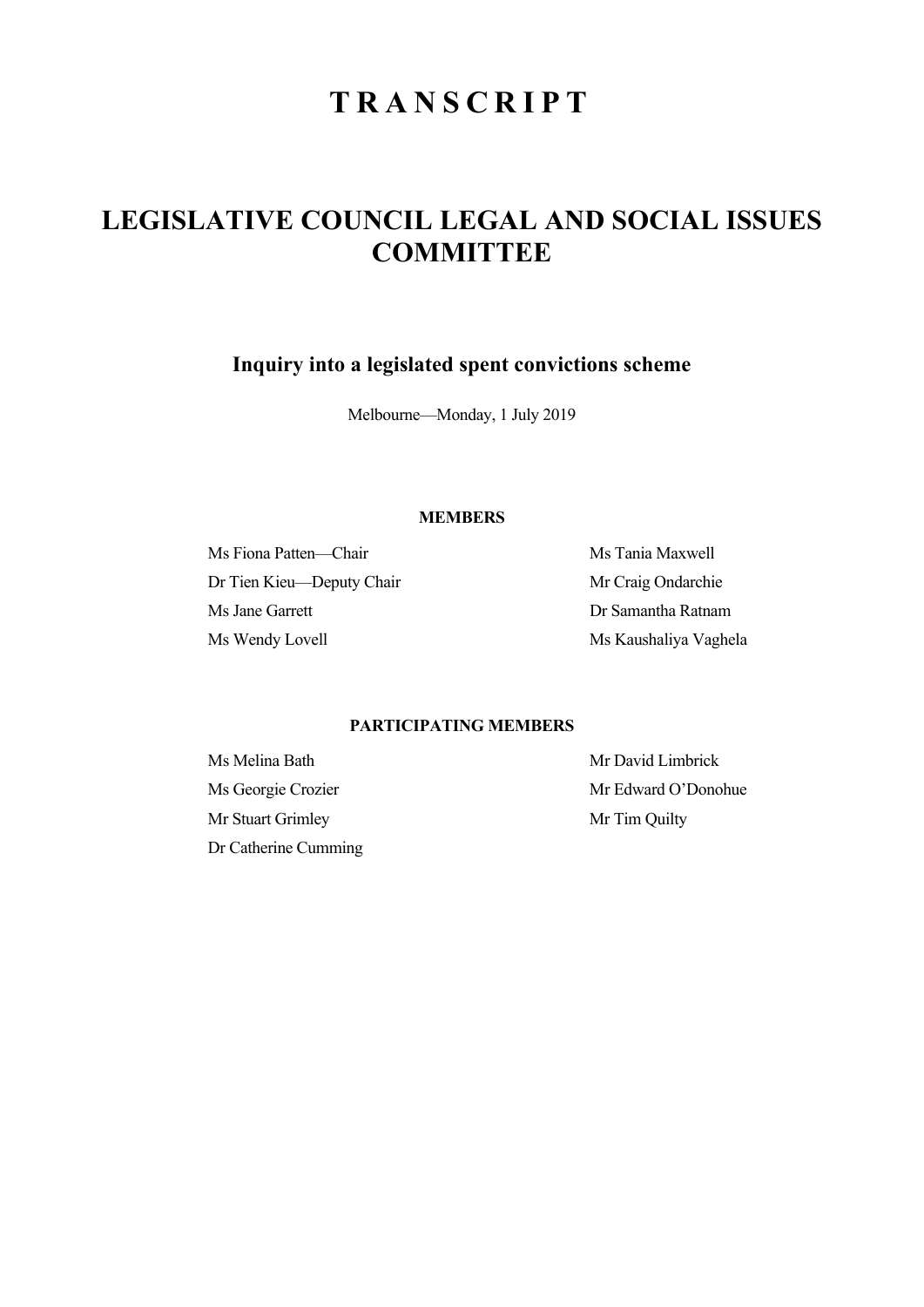# TRANSCRIPT

# LEGISLATIVE COUNCIL LEGAL AND SOCIAL ISSUES COMMITTEE

## Inquiry into a legislated spent convictions scheme

Melbourne—Monday, 1 July 2019

### MEMBERS

Ms Fiona Patten—Chair

Dr Tien Kieu—Deputy Chair

Ms Jane Garrett

Ms Wendy Lovell

Ms Tania Maxwell

Mr Craig Ondarchie

Dr Samantha Ratnam

Ms Kaushaliya Vaghela

### PARTICIPATING MEMBERS

Ms Melina Bath

Ms Georgie Crozier

Mr Stuart Grimley

Dr Catherine Cumming

Mr David Limbrick

Mr Edward O'Donohue

Mr Tim Quilty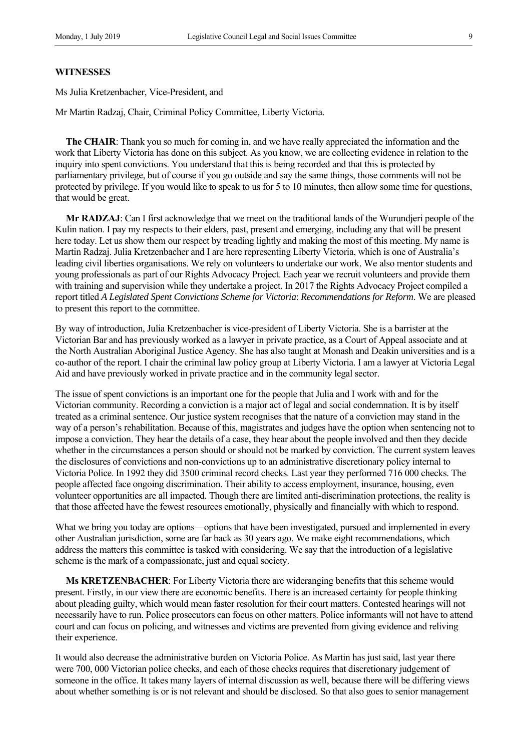**WITNESSES**

Ms Julia Kretzenbacher, Vice-President, and

Mr Martin Radzaj, Chair, Criminal Policy Committee, Liberty Victoria.

**The CHAIR**: Thank you so much for coming in, and we have really appreciated the information and the work that Liberty Victoria has done on this subject. As you know, we are collecting evidence in relation to the inquiry into spent convictions. You understand that this is being recorded and that this is protected by parliamentary privilege, but of course if you go outside and say the same things, those comments will not be protected by privilege. If you would like to speak to us for 5 to 10 minutes, then allow some time for questions, that would be great.

**Mr RADZAJ**: Can I first acknowledge that we meet on the traditional lands of the Wurundjeri people of the Kulin nation. I pay my respects to their elders, past, present and emerging, including any that will be present here today. Let us show them our respect by treading lightly and making the most of this meeting. My name is Martin Radzaj. Julia Kretzenbacher and I are here representing Liberty Victoria, which is one of Australia's leading civil liberties organisations. We rely on volunteers to undertake our work. We also mentor students and young professionals as part of our Rights Advocacy Project. Each year we recruit volunteers and provide them with training and supervision while they undertake a project. In 2017 the Rights Advocacy Project compiled a report titled *A Legislated Spent Convictions Scheme for Victoria*: *Recommendations for Reform*. We are pleased to present this report to the committee.

By way of introduction, Julia Kretzenbacher is vice-president of Liberty Victoria. She is a barrister at the Victorian Bar and has previously worked as a lawyer in private practice, as a Court of Appeal associate and at the North Australian Aboriginal Justice Agency. She has also taught at Monash and Deakin universities and is a co-author of the report. I chair the criminal law policy group at Liberty Victoria. I am a lawyer at Victoria Legal Aid and have previously worked in private practice and in the community legal sector.

The issue of spent convictions is an important one for the people that Julia and I work with and for the Victorian community. Recording a conviction is a major act of legal and social condemnation. It is by itself treated as a criminal sentence. Our justice system recognises that the nature of a conviction may stand in the way of a person's rehabilitation. Because of this, magistrates and judges have the option when sentencing not to impose a conviction. They hear the details of a case, they hear about the people involved and then they decide whether in the circumstances a person should or should not be marked by conviction. The current system leaves the disclosures of convictions and non-convictions up to an administrative discretionary policy internal to Victoria Police. In 1992 they did 3500 criminal record checks. Last year they performed 716 000 checks. The people affected face ongoing discrimination. Their ability to access employment, insurance, housing, even volunteer opportunities are all impacted. Though there are limited anti-discrimination protections, the reality is that those affected have the fewest resources emotionally, physically and financially with which to respond.

What we bring you today are options—options that have been investigated, pursued and implemented in every other Australian jurisdiction, some are far back as 30 years ago. We make eight recommendations, which address the matters this committee is tasked with considering. We say that the introduction of a legislative scheme is the mark of a compassionate, just and equal society.

**Ms KRETZENBACHER**: For Liberty Victoria there are wideranging benefits that this scheme would present. Firstly, in our view there are economic benefits. There is an increased certainty for people thinking about pleading guilty, which would mean faster resolution for their court matters. Contested hearings will not necessarily have to run. Police prosecutors can focus on other matters. Police informants will not have to attend court and can focus on policing, and witnesses and victims are prevented from giving evidence and reliving their experience.

It would also decrease the administrative burden on Victoria Police. As Martin has just said, last year there were 700, 000 Victorian police checks, and each of those checks requires that discretionary judgement of someone in the office. It takes many layers of internal discussion as well, because there will be differing views about whether something is or is not relevant and should be disclosed. So that also goes to senior management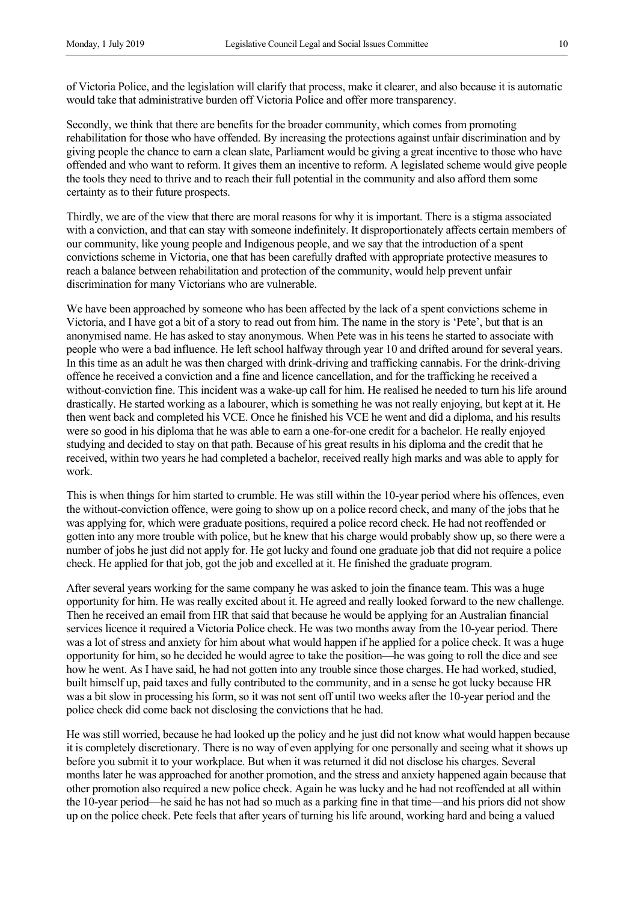of Victoria Police, and the legislation will clarify that process, make it clearer, and also because it is automatic would take that administrative burden off Victoria Police and offer more transparency.

Secondly, we think that there are benefits for the broader community, which comes from promoting rehabilitation for those who have offended. By increasing the protections against unfair discrimination and by giving people the chance to earn a clean slate, Parliament would be giving a great incentive to those who have offended and who want to reform. It gives them an incentive to reform. A legislated scheme would give people the tools they need to thrive and to reach their full potential in the community and also afford them some certainty as to their future prospects.

Thirdly, we are of the view that there are moral reasons for why it is important. There is a stigma associated with a conviction, and that can stay with someone indefinitely. It disproportionately affects certain members of our community, like young people and Indigenous people, and we say that the introduction of a spent convictions scheme in Victoria, one that has been carefully drafted with appropriate protective measures to reach a balance between rehabilitation and protection of the community, would help prevent unfair discrimination for many Victorians who are vulnerable.

We have been approached by someone who has been affected by the lack of a spent convictions scheme in Victoria, and I have got a bit of a story to read out from him. The name in the story is 'Pete', but that is an anonymised name. He has asked to stay anonymous. When Pete was in his teens he started to associate with people who were a bad influence. He left school halfway through year 10 and drifted around for several years. In this time as an adult he was then charged with drink-driving and trafficking cannabis. For the drink-driving offence he received a conviction and a fine and licence cancellation, and for the trafficking he received a without-conviction fine. This incident was a wake-up call for him. He realised he needed to turn his life around drastically. He started working as a labourer, which is something he was not really enjoying, but kept at it. He then went back and completed his VCE. Once he finished his VCE he went and did a diploma, and his results were so good in his diploma that he was able to earn a one-for-one credit for a bachelor. He really enjoyed studying and decided to stay on that path. Because of his great results in his diploma and the credit that he received, within two years he had completed a bachelor, received really high marks and was able to apply for work.

This is when things for him started to crumble. He was still within the 10-year period where his offences, even the without-conviction offence, were going to show up on a police record check, and many of the jobs that he was applying for, which were graduate positions, required a police record check. He had not reoffended or gotten into any more trouble with police, but he knew that his charge would probably show up, so there were a number of jobs he just did not apply for. He got lucky and found one graduate job that did not require a police check. He applied for that job, got the job and excelled at it. He finished the graduate program.

After several years working for the same company he was asked to join the finance team. This was a huge opportunity for him. He was really excited about it. He agreed and really looked forward to the new challenge. Then he received an email from HR that said that because he would be applying for an Australian financial services licence it required a Victoria Police check. He was two months away from the 10-year period. There was a lot of stress and anxiety for him about what would happen if he applied for a police check. It was a huge opportunity for him, so he decided he would agree to take the position—he was going to roll the dice and see how he went. As I have said, he had not gotten into any trouble since those charges. He had worked, studied, built himself up, paid taxes and fully contributed to the community, and in a sense he got lucky because HR was a bit slow in processing his form, so it was not sent off until two weeks after the 10-year period and the police check did come back not disclosing the convictions that he had.

He was still worried, because he had looked up the policy and he just did not know what would happen because it is completely discretionary. There is no way of even applying for one personally and seeing what it shows up before you submit it to your workplace. But when it was returned it did not disclose his charges. Several months later he was approached for another promotion, and the stress and anxiety happened again because that other promotion also required a new police check. Again he was lucky and he had not reoffended at all within the 10-year period—he said he has not had so much as a parking fine in that time—and his priors did not show up on the police check. Pete feels that after years of turning his life around, working hard and being a valued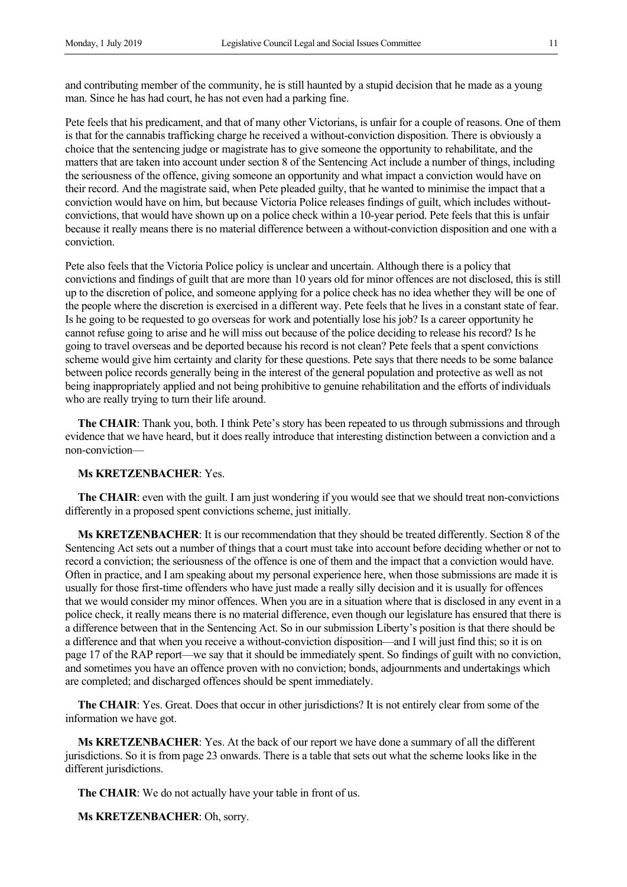and contributing member of the community, he is still haunted by a stupid decision that he made as a young man. Since he has had court, he has not even had a parking fine.

Pete feels that his predicament, and that of many other Victorians, is unfair for a couple of reasons. One of them is that for the cannabis trafficking charge he received a without-conviction disposition. There is obviously a choice that the sentencing judge or magistrate has to give someone the opportunity to rehabilitate, and the matters that are taken into account under section 8 of the Sentencing Act include a number of things, including the seriousness of the offence, giving someone an opportunity and what impact a conviction would have on their record. And the magistrate said, when Pete pleaded guilty, that he wanted to minimise the impact that a conviction would have on him, but because Victoria Police releases findings of guilt, which includes without-convictions, that would have shown up on a police check within a 10-year period. Pete feels that this is unfair because it really means there is no material difference between a without-conviction disposition and one with a conviction.

Pete also feels that the Victoria Police policy is unclear and uncertain. Although there is a policy that convictions and findings of guilt that are more than 10 years old for minor offences are not disclosed, this is still up to the discretion of police, and someone applying for a police check has no idea whether they will be one of the people where the discretion is exercised in a different way. Pete feels that he lives in a constant state of fear. Is he going to be requested to go overseas for work and potentially lose his job? Is a career opportunity he cannot refuse going to arise and he will miss out because of the police deciding to release his record? Is he going to travel overseas and be deported because his record is not clean? Pete feels that a spent convictions scheme would give him certainty and clarity for these questions. Pete says that there needs to be some balance between police records generally being in the interest of the general population and protective as well as not being inappropriately applied and not being prohibitive to genuine rehabilitation and the efforts of individuals who are really trying to turn their life around.

**The CHAIR**: Thank you, both. I think Pete's story has been repeated to us through submissions and through evidence that we have heard, but it does really introduce that interesting distinction between a conviction and a non-conviction—

**Ms KRETZENBACHER**: Yes.

**The CHAIR**: even with the guilt. I am just wondering if you would see that we should treat non-convictions differently in a proposed spent convictions scheme, just initially.

**Ms KRETZENBACHER**: It is our recommendation that they should be treated differently. Section 8 of the Sentencing Act sets out a number of things that a court must take into account before deciding whether or not to record a conviction; the seriousness of the offence is one of them and the impact that a conviction would have. Often in practice, and I am speaking about my personal experience here, when those submissions are made it is usually for those first-time offenders who have just made a really silly decision and it is usually for offences that we would consider my minor offences. When you are in a situation where that is disclosed in any event in a police check, it really means there is no material difference, even though our legislature has ensured that there is a difference between that in the Sentencing Act. So in our submission Liberty's position is that there should be a difference and that when you receive a without-conviction disposition—and I will just find this; so it is on page 17 of the RAP report—we say that it should be immediately spent. So findings of guilt with no conviction, and sometimes you have an offence proven with no conviction; bonds, adjournments and undertakings which are completed; and discharged offences should be spent immediately.

**The CHAIR**: Yes. Great. Does that occur in other jurisdictions? It is not entirely clear from some of the information we have got.

**Ms KRETZENBACHER**: Yes. At the back of our report we have done a summary of all the different jurisdictions. So it is from page 23 onwards. There is a table that sets out what the scheme looks like in the different jurisdictions.

**The CHAIR**: We do not actually have your table in front of us.

**Ms KRETZENBACHER**: Oh, sorry.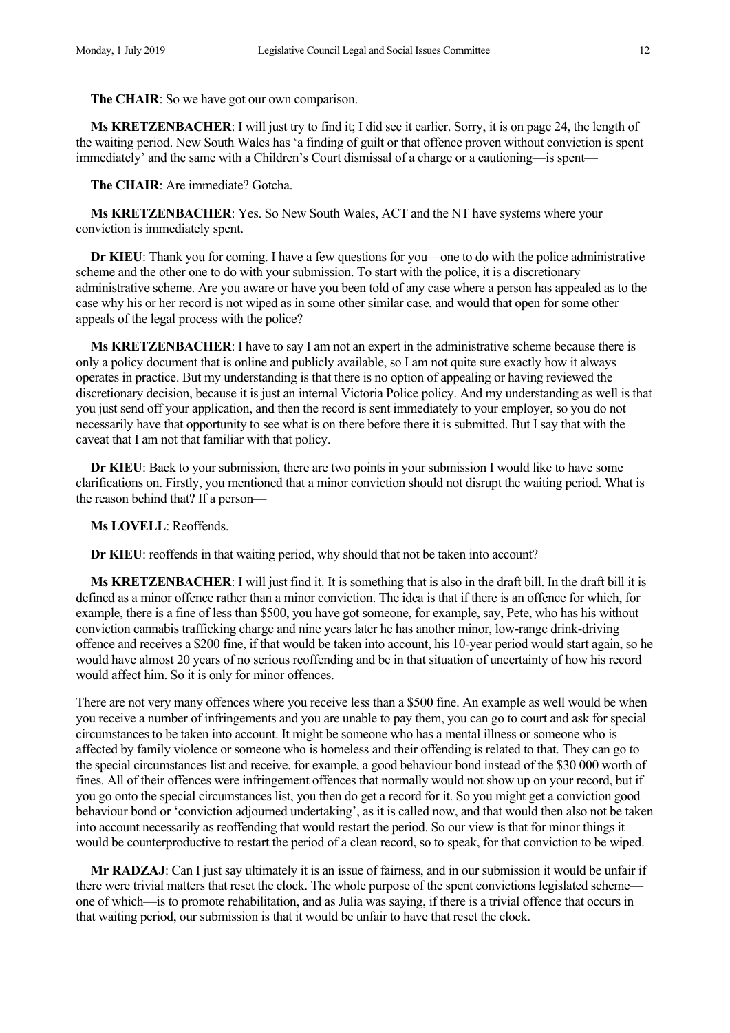**The CHAIR**: So we have got our own comparison.

**Ms KRETZENBACHER**: I will just try to find it; I did see it earlier. Sorry, it is on page 24, the length of the waiting period. New South Wales has 'a finding of guilt or that offence proven without conviction is spent immediately' and the same with a Children's Court dismissal of a charge or a cautioning—is spent—

**The CHAIR**: Are immediate? Gotcha.

**Ms KRETZENBACHER**: Yes. So New South Wales, ACT and the NT have systems where your conviction is immediately spent.

**Dr KIEU**: Thank you for coming. I have a few questions for you—one to do with the police administrative scheme and the other one to do with your submission. To start with the police, it is a discretionary administrative scheme. Are you aware or have you been told of any case where a person has appealed as to the case why his or her record is not wiped as in some other similar case, and would that open for some other appeals of the legal process with the police?

**Ms KRETZENBACHER**: I have to say I am not an expert in the administrative scheme because there is only a policy document that is online and publicly available, so I am not quite sure exactly how it always operates in practice. But my understanding is that there is no option of appealing or having reviewed the discretionary decision, because it is just an internal Victoria Police policy. And my understanding as well is that you just send off your application, and then the record is sent immediately to your employer, so you do not necessarily have that opportunity to see what is on there before there it is submitted. But I say that with the caveat that I am not that familiar with that policy.

**Dr KIEU**: Back to your submission, there are two points in your submission I would like to have some clarifications on. Firstly, you mentioned that a minor conviction should not disrupt the waiting period. What is the reason behind that? If a person—

**Ms LOVELL**: Reoffends.

**Dr KIEU**: reoffends in that waiting period, why should that not be taken into account?

**Ms KRETZENBACHER**: I will just find it. It is something that is also in the draft bill. In the draft bill it is defined as a minor offence rather than a minor conviction. The idea is that if there is an offence for which, for example, there is a fine of less than $500, you have got someone, for example, say, Pete, who has his without conviction cannabis trafficking charge and nine years later he has another minor, low-range drink-driving offence and receives a $200 fine, if that would be taken into account, his 10-year period would start again, so he would have almost 20 years of no serious reoffending and be in that situation of uncertainty of how his record would affect him. So it is only for minor offences.

There are not very many offences where you receive less than a $500 fine. An example as well would be when you receive a number of infringements and you are unable to pay them, you can go to court and ask for special circumstances to be taken into account. It might be someone who has a mental illness or someone who is affected by family violence or someone who is homeless and their offending is related to that. They can go to the special circumstances list and receive, for example, a good behaviour bond instead of the $30 000 worth of fines. All of their offences were infringement offences that normally would not show up on your record, but if you go onto the special circumstances list, you then do get a record for it. So you might get a conviction good behaviour bond or 'conviction adjourned undertaking', as it is called now, and that would then also not be taken into account necessarily as reoffending that would restart the period. So our view is that for minor things it would be counterproductive to restart the period of a clean record, so to speak, for that conviction to be wiped.

**Mr RADZAJ**: Can I just say ultimately it is an issue of fairness, and in our submission it would be unfair if there were trivial matters that reset the clock. The whole purpose of the spent convictions legislated scheme—one of which—is to promote rehabilitation, and as Julia was saying, if there is a trivial offence that occurs in that waiting period, our submission is that it would be unfair to have that reset the clock.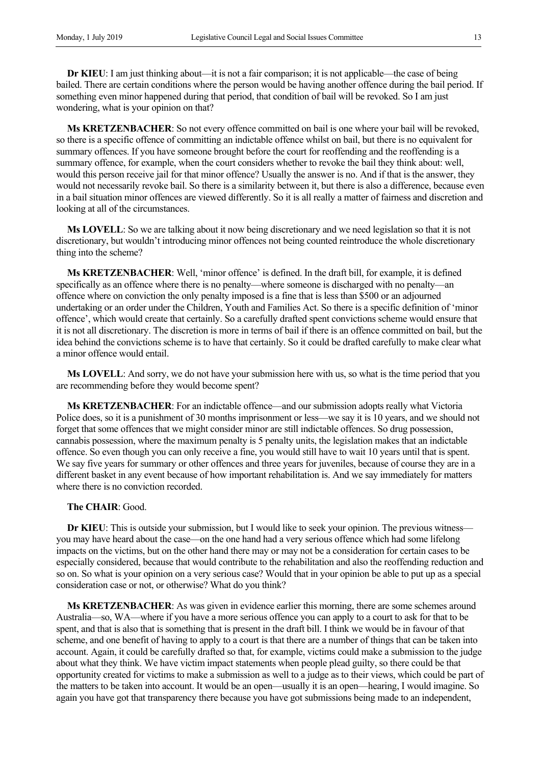**Dr KIEU**: I am just thinking about—it is not a fair comparison; it is not applicable—the case of being bailed. There are certain conditions where the person would be having another offence during the bail period. If something even minor happened during that period, that condition of bail will be revoked. So I am just wondering, what is your opinion on that?

**Ms KRETZENBACHER**: So not every offence committed on bail is one where your bail will be revoked, so there is a specific offence of committing an indictable offence whilst on bail, but there is no equivalent for summary offences. If you have someone brought before the court for reoffending and the reoffending is a summary offence, for example, when the court considers whether to revoke the bail they think about: well, would this person receive jail for that minor offence? Usually the answer is no. And if that is the answer, they would not necessarily revoke bail. So there is a similarity between it, but there is also a difference, because even in a bail situation minor offences are viewed differently. So it is all really a matter of fairness and discretion and looking at all of the circumstances.

**Ms LOVELL**: So we are talking about it now being discretionary and we need legislation so that it is not discretionary, but wouldn't introducing minor offences not being counted reintroduce the whole discretionary thing into the scheme?

**Ms KRETZENBACHER**: Well, 'minor offence' is defined. In the draft bill, for example, it is defined specifically as an offence where there is no penalty—where someone is discharged with no penalty—an offence where on conviction the only penalty imposed is a fine that is less than $500 or an adjourned undertaking or an order under the Children, Youth and Families Act. So there is a specific definition of 'minor offence', which would create that certainty. So a carefully drafted spent convictions scheme would ensure that it is not all discretionary. The discretion is more in terms of bail if there is an offence committed on bail, but the idea behind the convictions scheme is to have that certainty. So it could be drafted carefully to make clear what a minor offence would entail.

**Ms LOVELL**: And sorry, we do not have your submission here with us, so what is the time period that you are recommending before they would become spent?

**Ms KRETZENBACHER**: For an indictable offence—and our submission adopts really what Victoria Police does, so it is a punishment of 30 months imprisonment or less—we say it is 10 years, and we should not forget that some offences that we might consider minor are still indictable offences. So drug possession, cannabis possession, where the maximum penalty is 5 penalty units, the legislation makes that an indictable offence. So even though you can only receive a fine, you would still have to wait 10 years until that is spent. We say five years for summary or other offences and three years for juveniles, because of course they are in a different basket in any event because of how important rehabilitation is. And we say immediately for matters where there is no conviction recorded.

**The CHAIR**: Good.

**Dr KIEU**: This is outside your submission, but I would like to seek your opinion. The previous witness—you may have heard about the case—on the one hand had a very serious offence which had some lifelong impacts on the victims, but on the other hand there may or may not be a consideration for certain cases to be especially considered, because that would contribute to the rehabilitation and also the reoffending reduction and so on. So what is your opinion on a very serious case? Would that in your opinion be able to put up as a special consideration case or not, or otherwise? What do you think?

**Ms KRETZENBACHER**: As was given in evidence earlier this morning, there are some schemes around Australia—so, WA—where if you have a more serious offence you can apply to a court to ask for that to be spent, and that is also that is something that is present in the draft bill. I think we would be in favour of that scheme, and one benefit of having to apply to a court is that there are a number of things that can be taken into account. Again, it could be carefully drafted so that, for example, victims could make a submission to the judge about what they think. We have victim impact statements when people plead guilty, so there could be that opportunity created for victims to make a submission as well to a judge as to their views, which could be part of the matters to be taken into account. It would be an open—usually it is an open—hearing, I would imagine. So again you have got that transparency there because you have got submissions being made to an independent,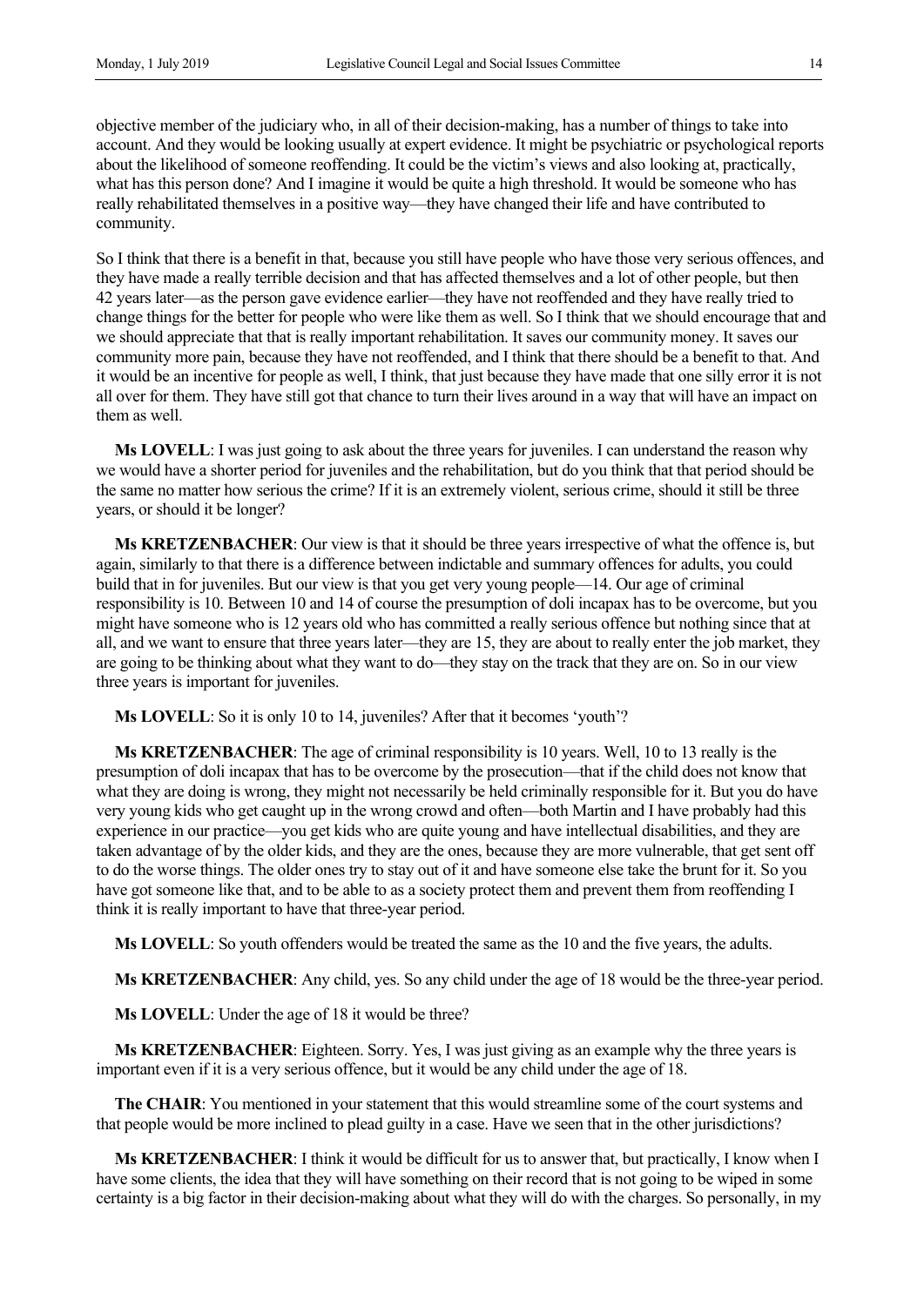objective member of the judiciary who, in all of their decision-making, has a number of things to take into account. And they would be looking usually at expert evidence. It might be psychiatric or psychological reports about the likelihood of someone reoffending. It could be the victim's views and also looking at, practically, what has this person done? And I imagine it would be quite a high threshold. It would be someone who has really rehabilitated themselves in a positive way—they have changed their life and have contributed to community.

So I think that there is a benefit in that, because you still have people who have those very serious offences, and they have made a really terrible decision and that has affected themselves and a lot of other people, but then 42 years later—as the person gave evidence earlier—they have not reoffended and they have really tried to change things for the better for people who were like them as well. So I think that we should encourage that and we should appreciate that that is really important rehabilitation. It saves our community money. It saves our community more pain, because they have not reoffended, and I think that there should be a benefit to that. And it would be an incentive for people as well, I think, that just because they have made that one silly error it is not all over for them. They have still got that chance to turn their lives around in a way that will have an impact on them as well.

**Ms LOVELL**: I was just going to ask about the three years for juveniles. I can understand the reason why we would have a shorter period for juveniles and the rehabilitation, but do you think that that period should be the same no matter how serious the crime? If it is an extremely violent, serious crime, should it still be three years, or should it be longer?

**Ms KRETZENBACHER**: Our view is that it should be three years irrespective of what the offence is, but again, similarly to that there is a difference between indictable and summary offences for adults, you could build that in for juveniles. But our view is that you get very young people—14. Our age of criminal responsibility is 10. Between 10 and 14 of course the presumption of doli incapax has to be overcome, but you might have someone who is 12 years old who has committed a really serious offence but nothing since that at all, and we want to ensure that three years later—they are 15, they are about to really enter the job market, they are going to be thinking about what they want to do—they stay on the track that they are on. So in our view three years is important for juveniles.

**Ms LOVELL**: So it is only 10 to 14, juveniles? After that it becomes 'youth'?

**Ms KRETZENBACHER**: The age of criminal responsibility is 10 years. Well, 10 to 13 really is the presumption of doli incapax that has to be overcome by the prosecution—that if the child does not know that what they are doing is wrong, they might not necessarily be held criminally responsible for it. But you do have very young kids who get caught up in the wrong crowd and often—both Martin and I have probably had this experience in our practice—you get kids who are quite young and have intellectual disabilities, and they are taken advantage of by the older kids, and they are the ones, because they are more vulnerable, that get sent off to do the worse things. The older ones try to stay out of it and have someone else take the brunt for it. So you have got someone like that, and to be able to as a society protect them and prevent them from reoffending I think it is really important to have that three-year period.

**Ms LOVELL**: So youth offenders would be treated the same as the 10 and the five years, the adults.

**Ms KRETZENBACHER**: Any child, yes. So any child under the age of 18 would be the three-year period.

**Ms LOVELL**: Under the age of 18 it would be three?

**Ms KRETZENBACHER**: Eighteen. Sorry. Yes, I was just giving as an example why the three years is important even if it is a very serious offence, but it would be any child under the age of 18.

**The CHAIR**: You mentioned in your statement that this would streamline some of the court systems and that people would be more inclined to plead guilty in a case. Have we seen that in the other jurisdictions?

**Ms KRETZENBACHER**: I think it would be difficult for us to answer that, but practically, I know when I have some clients, the idea that they will have something on their record that is not going to be wiped in some certainty is a big factor in their decision-making about what they will do with the charges. So personally, in my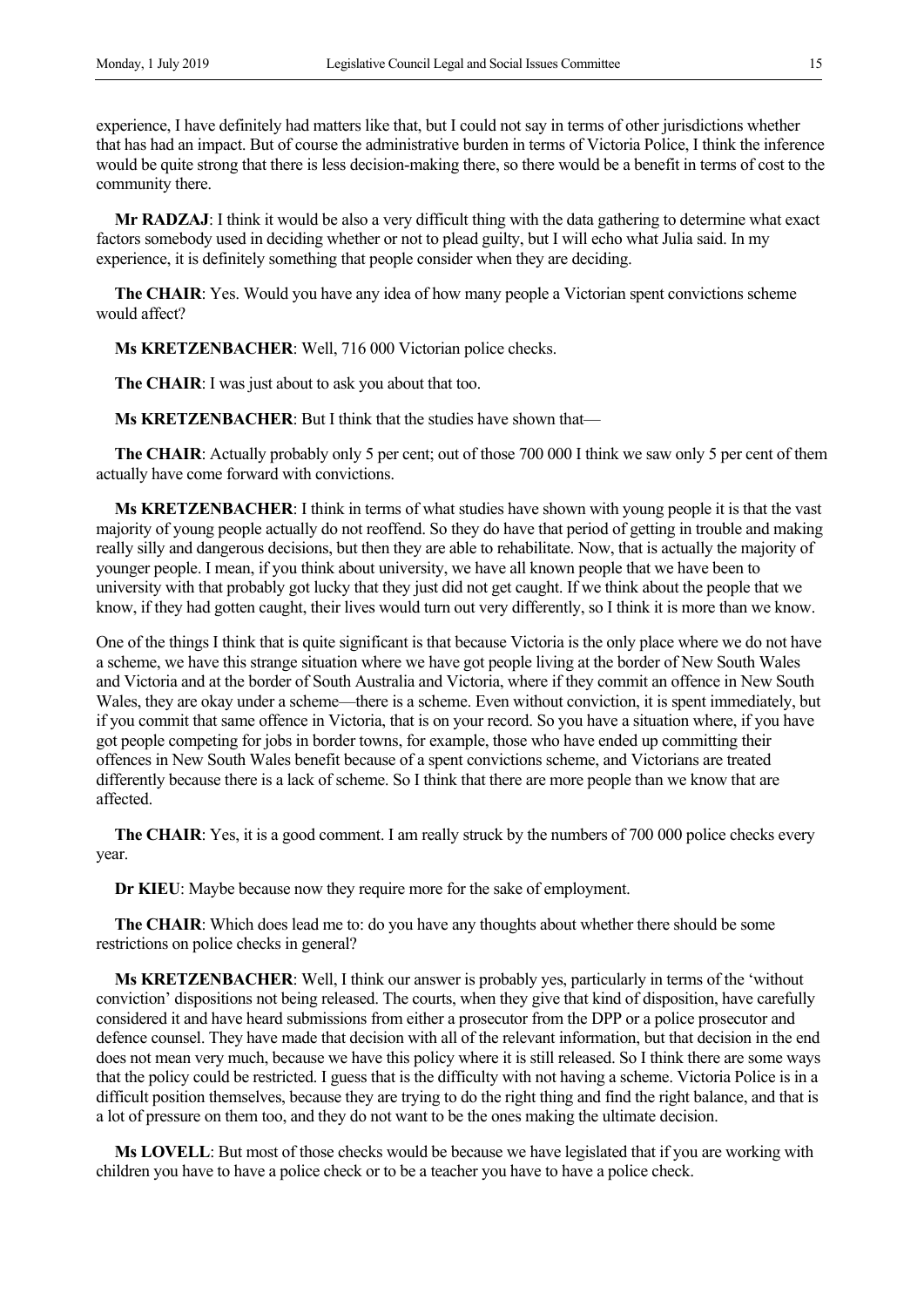experience, I have definitely had matters like that, but I could not say in terms of other jurisdictions whether that has had an impact. But of course the administrative burden in terms of Victoria Police, I think the inference would be quite strong that there is less decision-making there, so there would be a benefit in terms of cost to the community there.

**Mr RADZAJ**: I think it would be also a very difficult thing with the data gathering to determine what exact factors somebody used in deciding whether or not to plead guilty, but I will echo what Julia said. In my experience, it is definitely something that people consider when they are deciding.

**The CHAIR**: Yes. Would you have any idea of how many people a Victorian spent convictions scheme would affect?

**Ms KRETZENBACHER**: Well, 716 000 Victorian police checks.

**The CHAIR**: I was just about to ask you about that too.

**Ms KRETZENBACHER**: But I think that the studies have shown that—

**The CHAIR**: Actually probably only 5 per cent; out of those 700 000 I think we saw only 5 per cent of them actually have come forward with convictions.

**Ms KRETZENBACHER**: I think in terms of what studies have shown with young people it is that the vast majority of young people actually do not reoffend. So they do have that period of getting in trouble and making really silly and dangerous decisions, but then they are able to rehabilitate. Now, that is actually the majority of younger people. I mean, if you think about university, we have all known people that we have been to university with that probably got lucky that they just did not get caught. If we think about the people that we know, if they had gotten caught, their lives would turn out very differently, so I think it is more than we know.

One of the things I think that is quite significant is that because Victoria is the only place where we do not have a scheme, we have this strange situation where we have got people living at the border of New South Wales and Victoria and at the border of South Australia and Victoria, where if they commit an offence in New South Wales, they are okay under a scheme—there is a scheme. Even without conviction, it is spent immediately, but if you commit that same offence in Victoria, that is on your record. So you have a situation where, if you have got people competing for jobs in border towns, for example, those who have ended up committing their offences in New South Wales benefit because of a spent convictions scheme, and Victorians are treated differently because there is a lack of scheme. So I think that there are more people than we know that are affected.

**The CHAIR**: Yes, it is a good comment. I am really struck by the numbers of 700 000 police checks every year.

**Dr KIEU**: Maybe because now they require more for the sake of employment.

**The CHAIR**: Which does lead me to: do you have any thoughts about whether there should be some restrictions on police checks in general?

**Ms KRETZENBACHER**: Well, I think our answer is probably yes, particularly in terms of the 'without conviction' dispositions not being released. The courts, when they give that kind of disposition, have carefully considered it and have heard submissions from either a prosecutor from the DPP or a police prosecutor and defence counsel. They have made that decision with all of the relevant information, but that decision in the end does not mean very much, because we have this policy where it is still released. So I think there are some ways that the policy could be restricted. I guess that is the difficulty with not having a scheme. Victoria Police is in a difficult position themselves, because they are trying to do the right thing and find the right balance, and that is a lot of pressure on them too, and they do not want to be the ones making the ultimate decision.

**Ms LOVELL**: But most of those checks would be because we have legislated that if you are working with children you have to have a police check or to be a teacher you have to have a police check.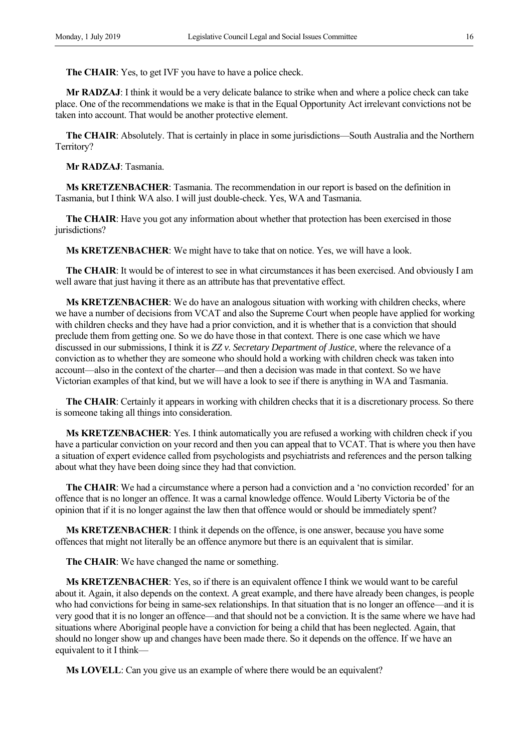**The CHAIR**: Yes, to get IVF you have to have a police check.

**Mr RADZAJ**: I think it would be a very delicate balance to strike when and where a police check can take place. One of the recommendations we make is that in the Equal Opportunity Act irrelevant convictions not be taken into account. That would be another protective element.

**The CHAIR**: Absolutely. That is certainly in place in some jurisdictions—South Australia and the Northern Territory?

**Mr RADZAJ**: Tasmania.

**Ms KRETZENBACHER**: Tasmania. The recommendation in our report is based on the definition in Tasmania, but I think WA also. I will just double-check. Yes, WA and Tasmania.

**The CHAIR**: Have you got any information about whether that protection has been exercised in those jurisdictions?

**Ms KRETZENBACHER**: We might have to take that on notice. Yes, we will have a look.

**The CHAIR**: It would be of interest to see in what circumstances it has been exercised. And obviously I am well aware that just having it there as an attribute has that preventative effect.

**Ms KRETZENBACHER**: We do have an analogous situation with working with children checks, where we have a number of decisions from VCAT and also the Supreme Court when people have applied for working with children checks and they have had a prior conviction, and it is whether that is a conviction that should preclude them from getting one. So we do have those in that context. There is one case which we have discussed in our submissions, I think it is *ZZ v. Secretary Department of Justice*, where the relevance of a conviction as to whether they are someone who should hold a working with children check was taken into account—also in the context of the charter—and then a decision was made in that context. So we have Victorian examples of that kind, but we will have a look to see if there is anything in WA and Tasmania.

**The CHAIR**: Certainly it appears in working with children checks that it is a discretionary process. So there is someone taking all things into consideration.

**Ms KRETZENBACHER**: Yes. I think automatically you are refused a working with children check if you have a particular conviction on your record and then you can appeal that to VCAT. That is where you then have a situation of expert evidence called from psychologists and psychiatrists and references and the person talking about what they have been doing since they had that conviction.

**The CHAIR**: We had a circumstance where a person had a conviction and a 'no conviction recorded' for an offence that is no longer an offence. It was a carnal knowledge offence. Would Liberty Victoria be of the opinion that if it is no longer against the law then that offence would or should be immediately spent?

**Ms KRETZENBACHER**: I think it depends on the offence, is one answer, because you have some offences that might not literally be an offence anymore but there is an equivalent that is similar.

**The CHAIR**: We have changed the name or something.

**Ms KRETZENBACHER**: Yes, so if there is an equivalent offence I think we would want to be careful about it. Again, it also depends on the context. A great example, and there have already been changes, is people who had convictions for being in same-sex relationships. In that situation that is no longer an offence—and it is very good that it is no longer an offence—and that should not be a conviction. It is the same where we have had situations where Aboriginal people have a conviction for being a child that has been neglected. Again, that should no longer show up and changes have been made there. So it depends on the offence. If we have an equivalent to it I think—

**Ms LOVELL**: Can you give us an example of where there would be an equivalent?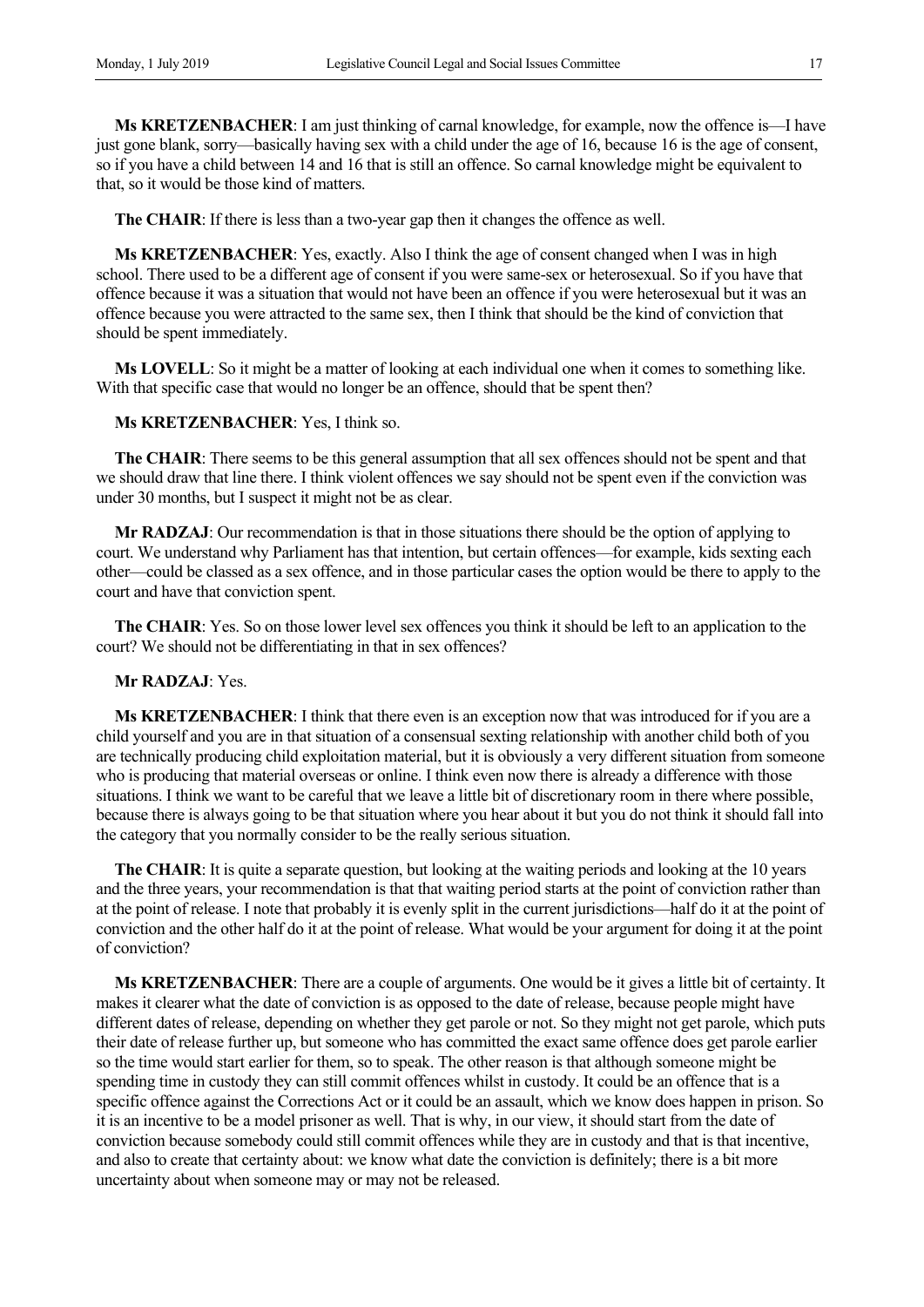**Ms KRETZENBACHER**: I am just thinking of carnal knowledge, for example, now the offence is—I have just gone blank, sorry—basically having sex with a child under the age of 16, because 16 is the age of consent, so if you have a child between 14 and 16 that is still an offence. So carnal knowledge might be equivalent to that, so it would be those kind of matters.

**The CHAIR**: If there is less than a two-year gap then it changes the offence as well.

**Ms KRETZENBACHER**: Yes, exactly. Also I think the age of consent changed when I was in high school. There used to be a different age of consent if you were same-sex or heterosexual. So if you have that offence because it was a situation that would not have been an offence if you were heterosexual but it was an offence because you were attracted to the same sex, then I think that should be the kind of conviction that should be spent immediately.

**Ms LOVELL**: So it might be a matter of looking at each individual one when it comes to something like. With that specific case that would no longer be an offence, should that be spent then?

**Ms KRETZENBACHER**: Yes, I think so.

**The CHAIR**: There seems to be this general assumption that all sex offences should not be spent and that we should draw that line there. I think violent offences we say should not be spent even if the conviction was under 30 months, but I suspect it might not be as clear.

**Mr RADZAJ**: Our recommendation is that in those situations there should be the option of applying to court. We understand why Parliament has that intention, but certain offences—for example, kids sexting each other—could be classed as a sex offence, and in those particular cases the option would be there to apply to the court and have that conviction spent.

**The CHAIR**: Yes. So on those lower level sex offences you think it should be left to an application to the court? We should not be differentiating in that in sex offences?

**Mr RADZAJ**: Yes.

**Ms KRETZENBACHER**: I think that there even is an exception now that was introduced for if you are a child yourself and you are in that situation of a consensual sexting relationship with another child both of you are technically producing child exploitation material, but it is obviously a very different situation from someone who is producing that material overseas or online. I think even now there is already a difference with those situations. I think we want to be careful that we leave a little bit of discretionary room in there where possible, because there is always going to be that situation where you hear about it but you do not think it should fall into the category that you normally consider to be the really serious situation.

**The CHAIR**: It is quite a separate question, but looking at the waiting periods and looking at the 10 years and the three years, your recommendation is that that waiting period starts at the point of conviction rather than at the point of release. I note that probably it is evenly split in the current jurisdictions—half do it at the point of conviction and the other half do it at the point of release. What would be your argument for doing it at the point of conviction?

**Ms KRETZENBACHER**: There are a couple of arguments. One would be it gives a little bit of certainty. It makes it clearer what the date of conviction is as opposed to the date of release, because people might have different dates of release, depending on whether they get parole or not. So they might not get parole, which puts their date of release further up, but someone who has committed the exact same offence does get parole earlier so the time would start earlier for them, so to speak. The other reason is that although someone might be spending time in custody they can still commit offences whilst in custody. It could be an offence that is a specific offence against the Corrections Act or it could be an assault, which we know does happen in prison. So it is an incentive to be a model prisoner as well. That is why, in our view, it should start from the date of conviction because somebody could still commit offences while they are in custody and that is that incentive, and also to create that certainty about: we know what date the conviction is definitely; there is a bit more uncertainty about when someone may or may not be released.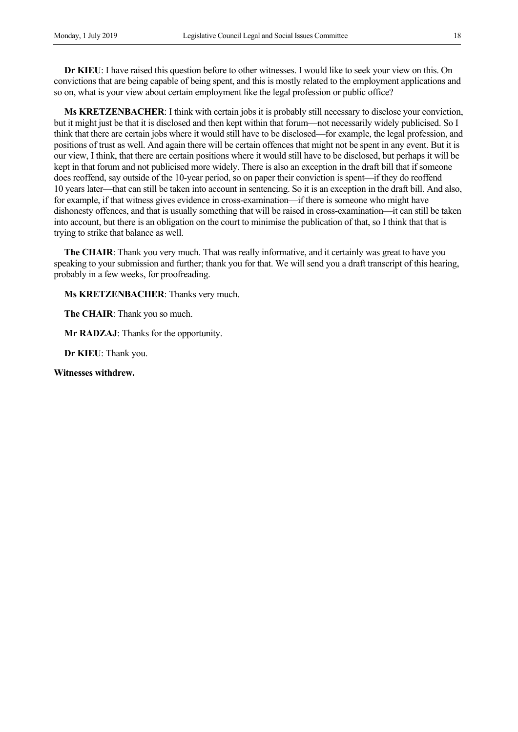**Dr KIEU**: I have raised this question before to other witnesses. I would like to seek your view on this. On convictions that are being capable of being spent, and this is mostly related to the employment applications and so on, what is your view about certain employment like the legal profession or public office?

**Ms KRETZENBACHER**: I think with certain jobs it is probably still necessary to disclose your conviction, but it might just be that it is disclosed and then kept within that forum—not necessarily widely publicised. So I think that there are certain jobs where it would still have to be disclosed—for example, the legal profession, and positions of trust as well. And again there will be certain offences that might not be spent in any event. But it is our view, I think, that there are certain positions where it would still have to be disclosed, but perhaps it will be kept in that forum and not publicised more widely. There is also an exception in the draft bill that if someone does reoffend, say outside of the 10-year period, so on paper their conviction is spent—if they do reoffend 10 years later—that can still be taken into account in sentencing. So it is an exception in the draft bill. And also, for example, if that witness gives evidence in cross-examination—if there is someone who might have dishonesty offences, and that is usually something that will be raised in cross-examination—it can still be taken into account, but there is an obligation on the court to minimise the publication of that, so I think that that is trying to strike that balance as well.

**The CHAIR**: Thank you very much. That was really informative, and it certainly was great to have you speaking to your submission and further; thank you for that. We will send you a draft transcript of this hearing, probably in a few weeks, for proofreading.

**Ms KRETZENBACHER**: Thanks very much.

**The CHAIR**: Thank you so much.

**Mr RADZAJ**: Thanks for the opportunity.

**Dr KIEU**: Thank you.

**Witnesses withdrew.**